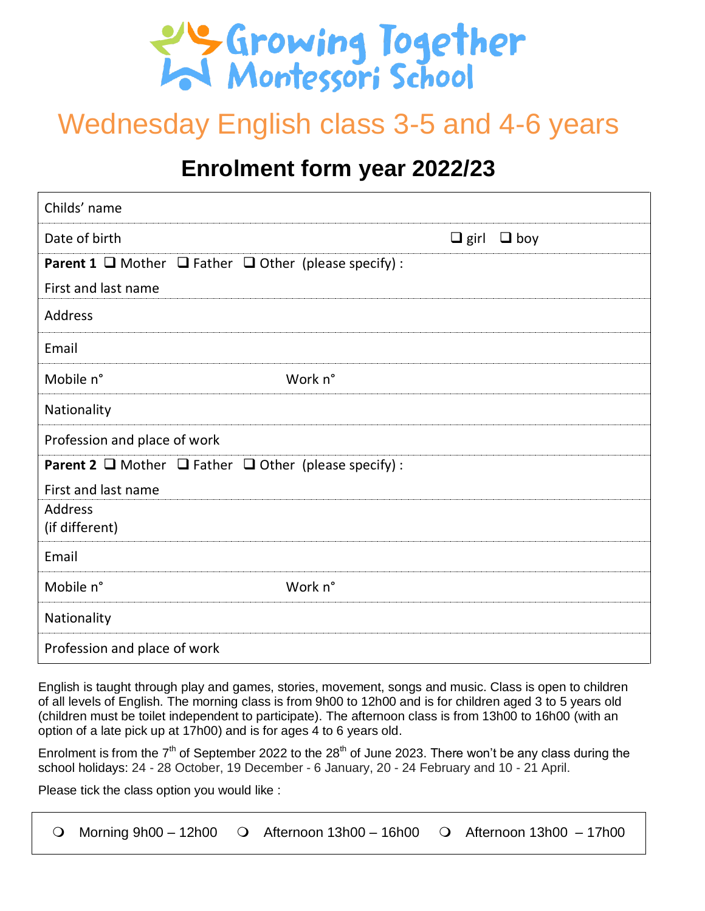# Growing Together Montessori School

## Wednesday English class 3-5 and 4-6 years

## Enrolment form year 2022/23

| | |
|---|---|
| Childs' name | |
| Date of birth | ❑ girl ❑ boy |
| **Parent 1** ❑ Mother ❑ Father ❑ Other (please specify) : | |
| First and last name | |
| Address | |
| Email | |
| Mobile n° | Work n° |
| Nationality | |
| Profession and place of work | |
| **Parent 2** ❑ Mother ❑ Father ❑ Other (please specify) : | |
| First and last name | |
| Address (if different) | |
| Email | |
| Mobile n° | Work n° |
| Nationality | |
| Profession and place of work | |

English is taught through play and games, stories, movement, songs and music. Class is open to children of all levels of English. The morning class is from 9h00 to 12h00 and is for children aged 3 to 5 years old (children must be toilet independent to participate). The afternoon class is from 13h00 to 16h00 (with an option of a late pick up at 17h00) and is for ages 4 to 6 years old.

Enrolment is from the 7th of September 2022 to the 28th of June 2023. There won't be any class during the school holidays: 24 - 28 October, 19 December - 6 January, 20 - 24 February and 10 - 21 April.

Please tick the class option you would like :

❍ Morning 9h00 – 12h00 ❍ Afternoon 13h00 – 16h00 ❍ Afternoon 13h00 – 17h00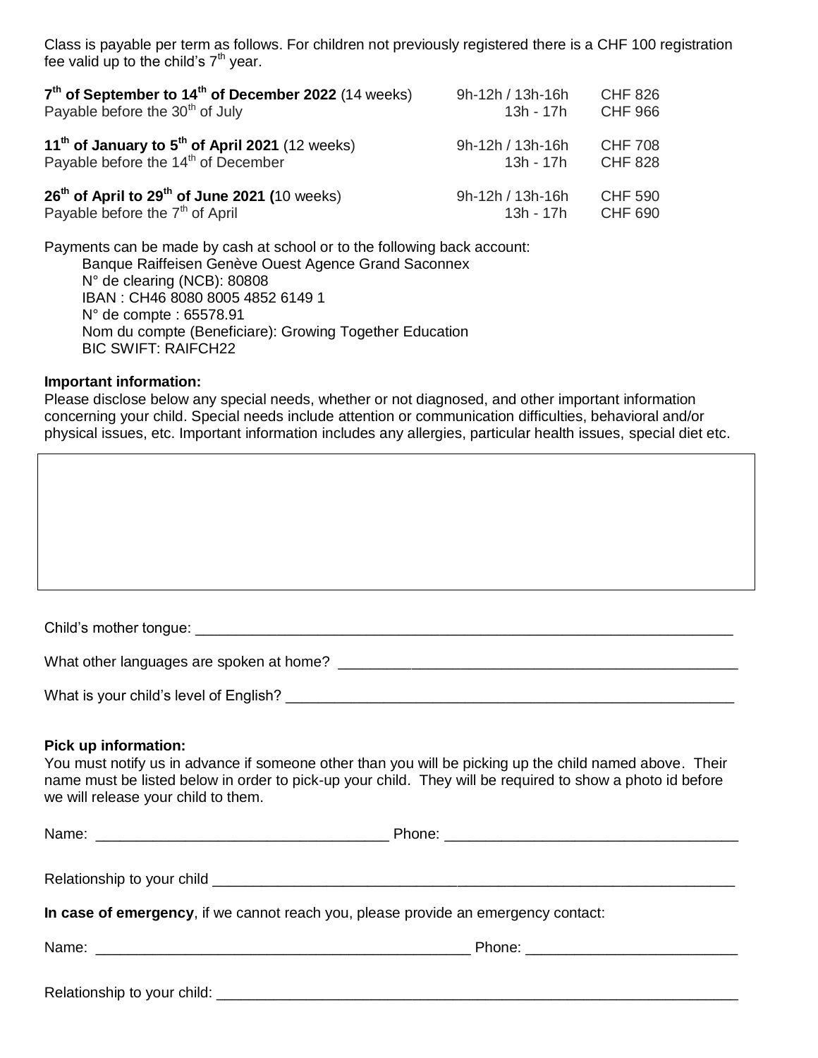Class is payable per term as follows. For children not previously registered there is a CHF 100 registration fee valid up to the child's 7th year.

| | | |
|---|---|---|
| **7th of September to 14th of December 2022** (14 weeks) | 9h-12h / 13h-16h | CHF 826 |
| Payable before the 30th of July | 13h - 17h | CHF 966 |
| **11th of January to 5th of April 2021** (12 weeks) | 9h-12h / 13h-16h | CHF 708 |
| Payable before the 14th of December | 13h - 17h | CHF 828 |
| **26th of April to 29th of June 2021 (**10 weeks) | 9h-12h / 13h-16h | CHF 590 |
| Payable before the 7th of April | 13h - 17h | CHF 690 |

Payments can be made by cash at school or to the following back account:

Banque Raiffeisen Genève Ouest Agence Grand Saconnex
N° de clearing (NCB): 80808
IBAN : CH46 8080 8005 4852 6149 1
N° de compte : 65578.91
Nom du compte (Beneficiare): Growing Together Education
BIC SWIFT: RAIFCH22

**Important information:**

Please disclose below any special needs, whether or not diagnosed, and other important information concerning your child. Special needs include attention or communication difficulties, behavioral and/or physical issues, etc. Important information includes any allergies, particular health issues, special diet etc.

| |
|---|
| |

Child's mother tongue: ___________________________________________________________________

What other languages are spoken at home? ________________________________________________

What is your child's level of English? _______________________________________________________

**Pick up information:**

You must notify us in advance if someone other than you will be picking up the child named above. Their name must be listed below in order to pick-up your child. They will be required to show a photo id before we will release your child to them.

Name: ____________________________________ Phone: ____________________________________

Relationship to your child ___________________________________________________________________

**In case of emergency**, if we cannot reach you, please provide an emergency contact:

Name: ______________________________________________ Phone: __________________________

Relationship to your child: __________________________________________________________________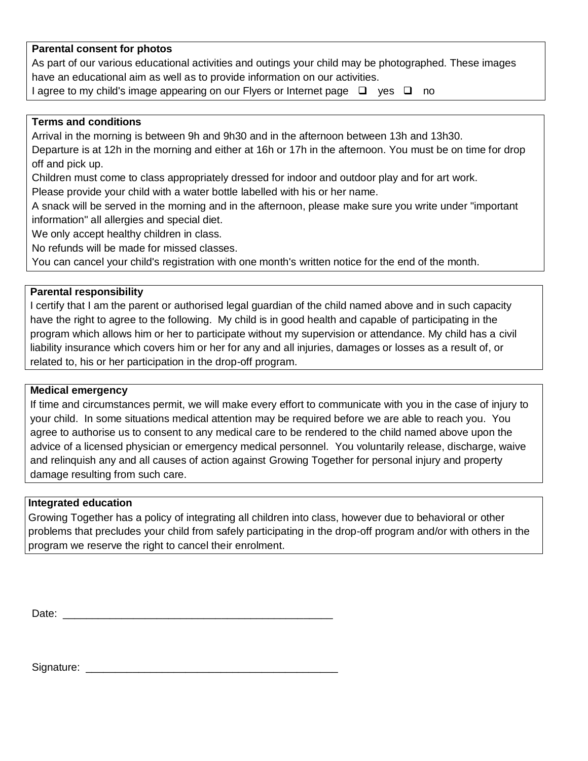**Parental consent for photos**

As part of our various educational activities and outings your child may be photographed. These images have an educational aim as well as to provide information on our activities.

I agree to my child's image appearing on our Flyers or Internet page ☐ yes ☐ no

**Terms and conditions**

Arrival in the morning is between 9h and 9h30 and in the afternoon between 13h and 13h30.

Departure is at 12h in the morning and either at 16h or 17h in the afternoon. You must be on time for drop off and pick up.

Children must come to class appropriately dressed for indoor and outdoor play and for art work.

Please provide your child with a water bottle labelled with his or her name.

A snack will be served in the morning and in the afternoon, please make sure you write under "important information" all allergies and special diet.

We only accept healthy children in class.

No refunds will be made for missed classes.

You can cancel your child's registration with one month's written notice for the end of the month.

**Parental responsibility**

I certify that I am the parent or authorised legal guardian of the child named above and in such capacity have the right to agree to the following. My child is in good health and capable of participating in the program which allows him or her to participate without my supervision or attendance. My child has a civil liability insurance which covers him or her for any and all injuries, damages or losses as a result of, or related to, his or her participation in the drop-off program.

**Medical emergency**

If time and circumstances permit, we will make every effort to communicate with you in the case of injury to your child. In some situations medical attention may be required before we are able to reach you. You agree to authorise us to consent to any medical care to be rendered to the child named above upon the advice of a licensed physician or emergency medical personnel. You voluntarily release, discharge, waive and relinquish any and all causes of action against Growing Together for personal injury and property damage resulting from such care.

**Integrated education**

Growing Together has a policy of integrating all children into class, however due to behavioral or other problems that precludes your child from safely participating in the drop-off program and/or with others in the program we reserve the right to cancel their enrolment.

Date: ______________________________________________

Signature: ___________________________________________